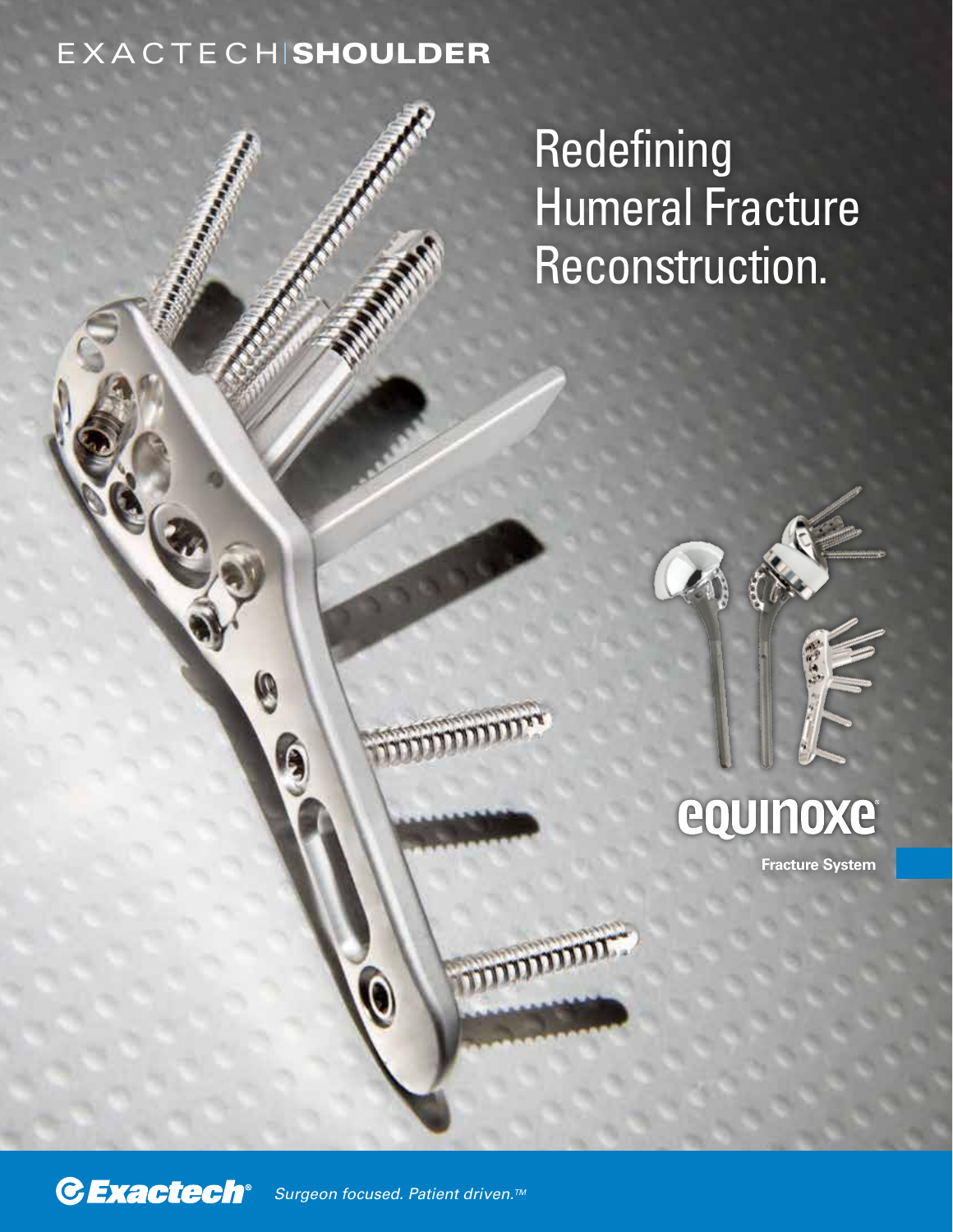EXACTECH | **SHOULDER**

# Redefining Humeral Fracture Reconstruction.

**equinoxe®**

**Fracture System**

**Exactech®** *Surgeon focused. Patient driven.™*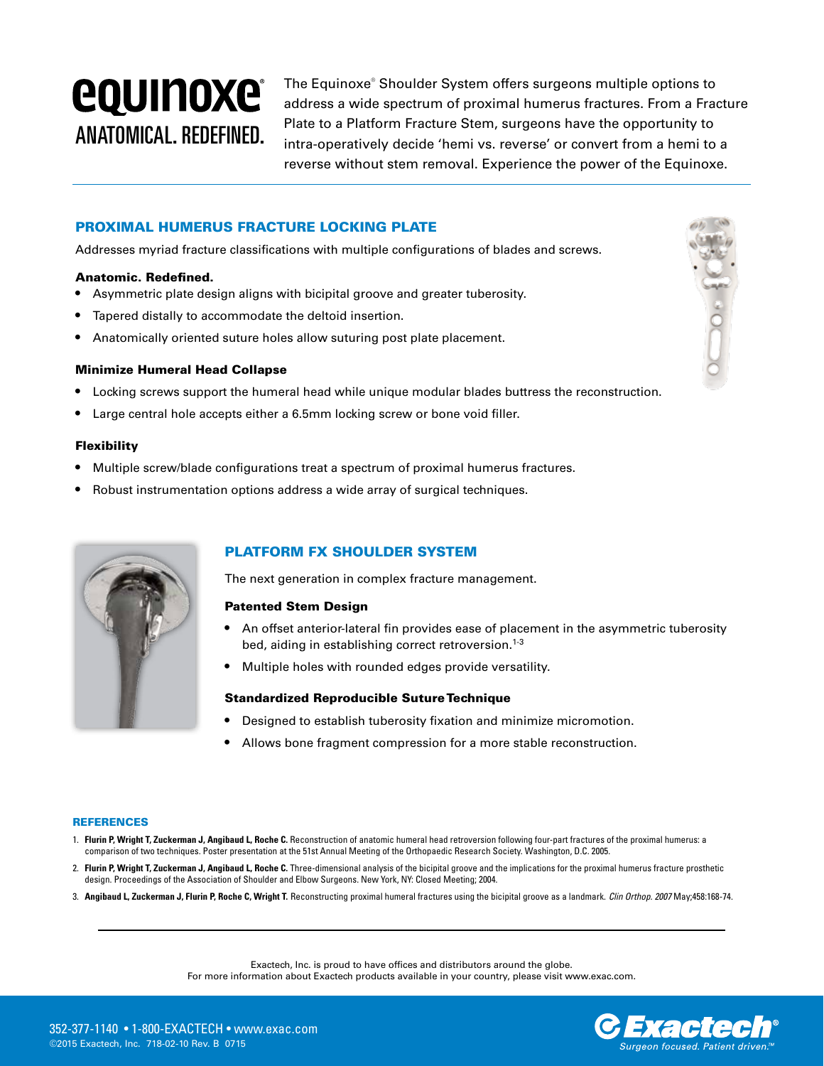# equinoxe®

ANATOMICAL. REDEFINED.

The Equinoxe® Shoulder System offers surgeons multiple options to address a wide spectrum of proximal humerus fractures. From a Fracture Plate to a Platform Fracture Stem, surgeons have the opportunity to intra-operatively decide 'hemi vs. reverse' or convert from a hemi to a reverse without stem removal. Experience the power of the Equinoxe.

## PROXIMAL HUMERUS FRACTURE LOCKING PLATE

Addresses myriad fracture classifications with multiple configurations of blades and screws.

**Anatomic. Redefined.**

- Asymmetric plate design aligns with bicipital groove and greater tuberosity.
- Tapered distally to accommodate the deltoid insertion.
- Anatomically oriented suture holes allow suturing post plate placement.

**Minimize Humeral Head Collapse**

- Locking screws support the humeral head while unique modular blades buttress the reconstruction.
- Large central hole accepts either a 6.5mm locking screw or bone void filler.

**Flexibility**

- Multiple screw/blade configurations treat a spectrum of proximal humerus fractures.
- Robust instrumentation options address a wide array of surgical techniques.

## PLATFORM FX SHOULDER SYSTEM

The next generation in complex fracture management.

**Patented Stem Design**

- An offset anterior-lateral fin provides ease of placement in the asymmetric tuberosity bed, aiding in establishing correct retroversion.[1-3]
- Multiple holes with rounded edges provide versatility.

**Standardized Reproducible Suture Technique**

- Designed to establish tuberosity fixation and minimize micromotion.
- Allows bone fragment compression for a more stable reconstruction.

### REFERENCES

1. **Flurin P, Wright T, Zuckerman J, Angibaud L, Roche C.** Reconstruction of anatomic humeral head retroversion following four-part fractures of the proximal humerus: a comparison of two techniques. Poster presentation at the 51st Annual Meeting of the Orthopaedic Research Society. Washington, D.C. 2005.
2. **Flurin P, Wright T, Zuckerman J, Angibaud L, Roche C.** Three-dimensional analysis of the bicipital groove and the implications for the proximal humerus fracture prosthetic design. Proceedings of the Association of Shoulder and Elbow Surgeons. New York, NY: Closed Meeting; 2004.
3. **Angibaud L, Zuckerman J, Flurin P, Roche C, Wright T.** Reconstructing proximal humeral fractures using the bicipital groove as a landmark. *Clin Orthop. 2007* May;458:168-74.

Exactech, Inc. is proud to have offices and distributors around the globe.
For more information about Exactech products available in your country, please visit www.exac.com.

352-377-1140 • 1-800-EXACTECH • www.exac.com
©2015 Exactech, Inc. 718-02-10 Rev. B 0715

Exactech® Surgeon focused. Patient driven.™